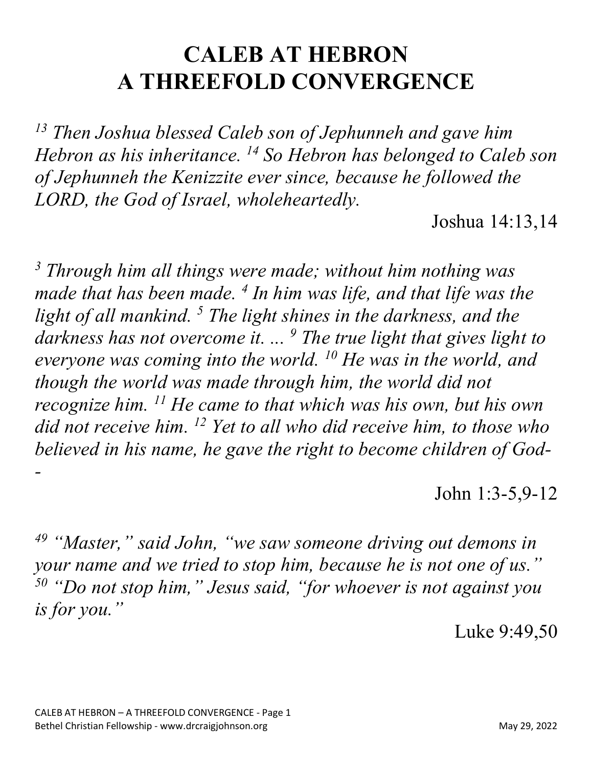# CALEB AT HEBRON
# A THREEFOLD CONVERGENCE

*[13] Then Joshua blessed Caleb son of Jephunneh and gave him Hebron as his inheritance. [14] So Hebron has belonged to Caleb son of Jephunneh the Kenizzite ever since, because he followed the LORD, the God of Israel, wholeheartedly.*

Joshua 14:13,14

*[3] Through him all things were made; without him nothing was made that has been made. [4] In him was life, and that life was the light of all mankind. [5] The light shines in the darkness, and the darkness has not overcome it. ... [9] The true light that gives light to everyone was coming into the world. [10] He was in the world, and though the world was made through him, the world did not recognize him. [11] He came to that which was his own, but his own did not receive him. [12] Yet to all who did receive him, to those who believed in his name, he gave the right to become children of God--*

John 1:3-5,9-12

*[49] "Master," said John, "we saw someone driving out demons in your name and we tried to stop him, because he is not one of us." [50] "Do not stop him," Jesus said, "for whoever is not against you is for you."*

Luke 9:49,50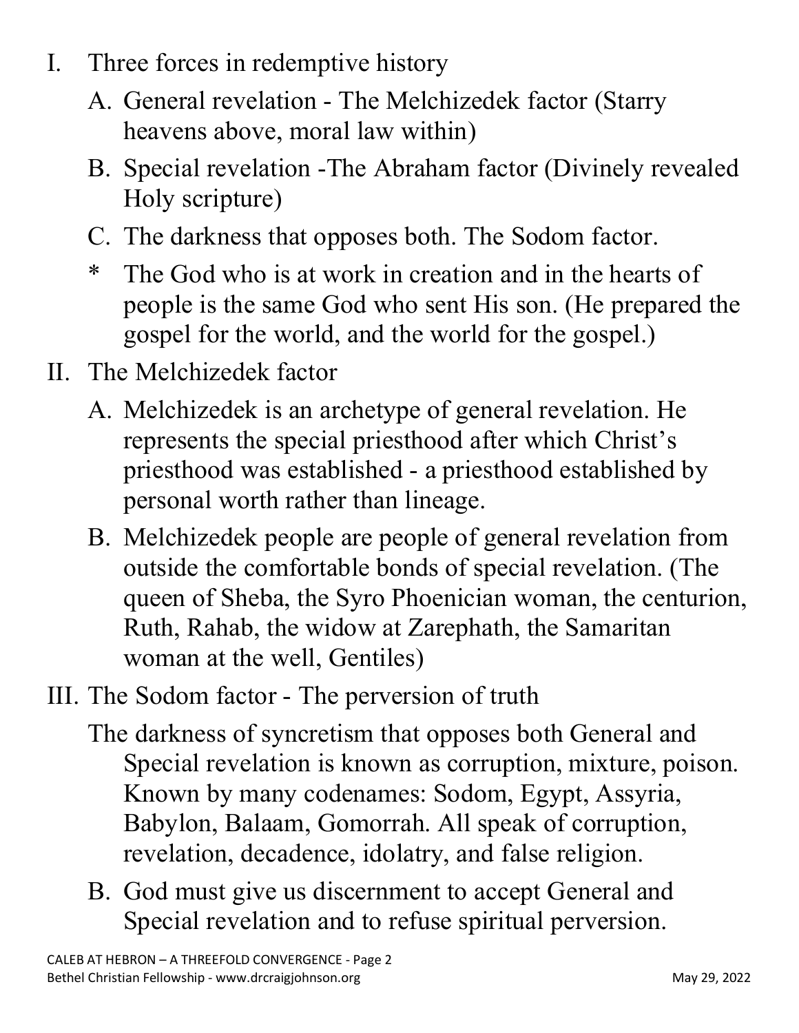I. Three forces in redemptive history

   A. General revelation - The Melchizedek factor (Starry heavens above, moral law within)

   B. Special revelation -The Abraham factor (Divinely revealed Holy scripture)

   C. The darkness that opposes both. The Sodom factor.

   \* The God who is at work in creation and in the hearts of people is the same God who sent His son. (He prepared the gospel for the world, and the world for the gospel.)

II. The Melchizedek factor

   A. Melchizedek is an archetype of general revelation. He represents the special priesthood after which Christ's priesthood was established - a priesthood established by personal worth rather than lineage.

   B. Melchizedek people are people of general revelation from outside the comfortable bonds of special revelation. (The queen of Sheba, the Syro Phoenician woman, the centurion, Ruth, Rahab, the widow at Zarephath, the Samaritan woman at the well, Gentiles)

III. The Sodom factor - The perversion of truth

   The darkness of syncretism that opposes both General and Special revelation is known as corruption, mixture, poison. Known by many codenames: Sodom, Egypt, Assyria, Babylon, Balaam, Gomorrah. All speak of corruption, revelation, decadence, idolatry, and false religion.

   B. God must give us discernment to accept General and Special revelation and to refuse spiritual perversion.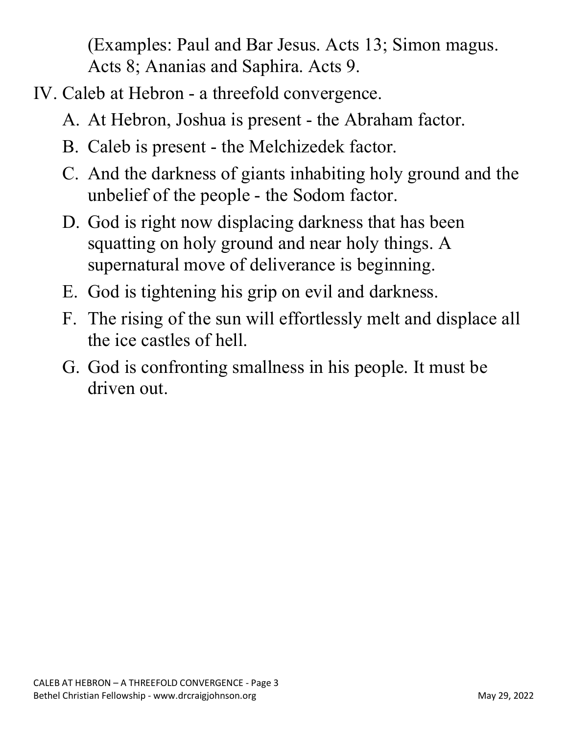(Examples: Paul and Bar Jesus. Acts 13; Simon magus. Acts 8; Ananias and Saphira. Acts 9.

IV. Caleb at Hebron - a threefold convergence.

   A. At Hebron, Joshua is present - the Abraham factor.

   B. Caleb is present - the Melchizedek factor.

   C. And the darkness of giants inhabiting holy ground and the unbelief of the people - the Sodom factor.

   D. God is right now displacing darkness that has been squatting on holy ground and near holy things. A supernatural move of deliverance is beginning.

   E. God is tightening his grip on evil and darkness.

   F. The rising of the sun will effortlessly melt and displace all the ice castles of hell.

   G. God is confronting smallness in his people. It must be driven out.